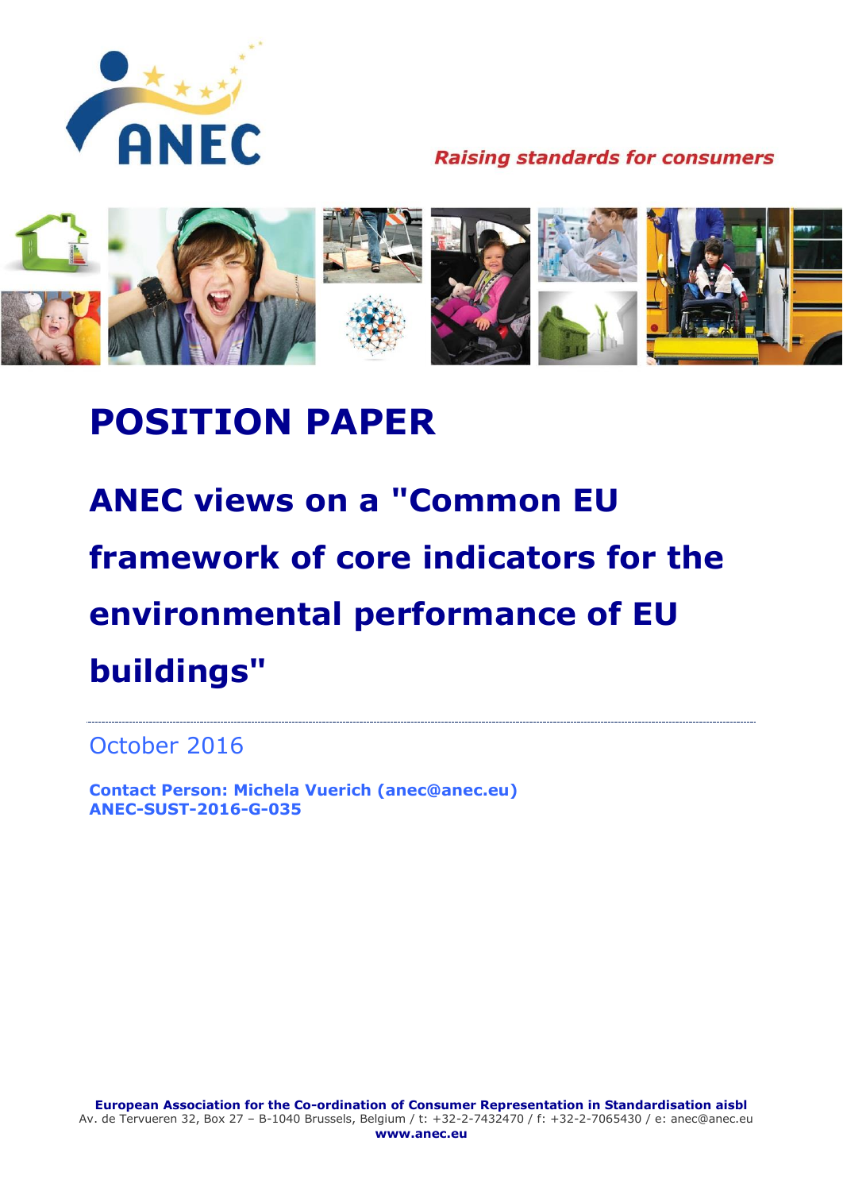ANEC

Raising standards for consumers

# POSITION PAPER

## ANEC views on a "Common EU framework of core indicators for the environmental performance of EU buildings"

October 2016

**Contact Person: Michela Vuerich (anec@anec.eu)**
**ANEC-SUST-2016-G-035**

**European Association for the Co-ordination of Consumer Representation in Standardisation aisbl**
Av. de Tervueren 32, Box 27 – B-1040 Brussels, Belgium / t: +32-2-7432470 / f: +32-2-7065430 / e: anec@anec.eu
**www.anec.eu**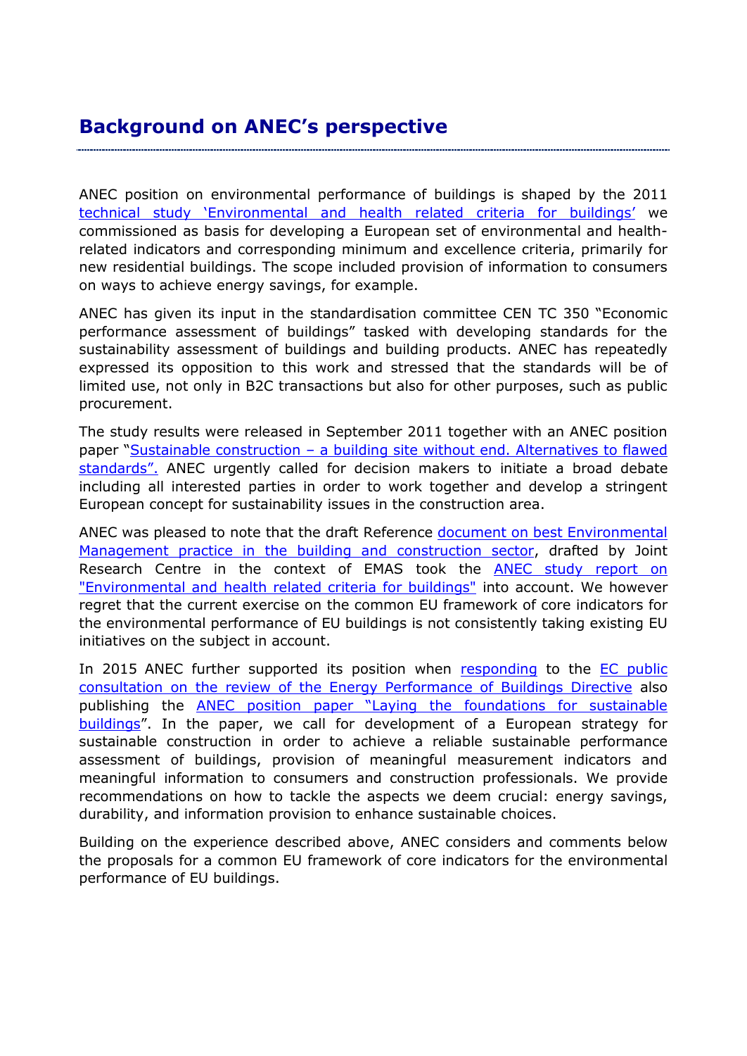## Background on ANEC's perspective

ANEC position on environmental performance of buildings is shaped by the 2011 technical study 'Environmental and health related criteria for buildings' we commissioned as basis for developing a European set of environmental and health-related indicators and corresponding minimum and excellence criteria, primarily for new residential buildings. The scope included provision of information to consumers on ways to achieve energy savings, for example.

ANEC has given its input in the standardisation committee CEN TC 350 "Economic performance assessment of buildings" tasked with developing standards for the sustainability assessment of buildings and building products. ANEC has repeatedly expressed its opposition to this work and stressed that the standards will be of limited use, not only in B2C transactions but also for other purposes, such as public procurement.

The study results were released in September 2011 together with an ANEC position paper "Sustainable construction – a building site without end. Alternatives to flawed standards". ANEC urgently called for decision makers to initiate a broad debate including all interested parties in order to work together and develop a stringent European concept for sustainability issues in the construction area.

ANEC was pleased to note that the draft Reference document on best Environmental Management practice in the building and construction sector, drafted by Joint Research Centre in the context of EMAS took the ANEC study report on "Environmental and health related criteria for buildings" into account. We however regret that the current exercise on the common EU framework of core indicators for the environmental performance of EU buildings is not consistently taking existing EU initiatives on the subject in account.

In 2015 ANEC further supported its position when responding to the EC public consultation on the review of the Energy Performance of Buildings Directive also publishing the ANEC position paper "Laying the foundations for sustainable buildings". In the paper, we call for development of a European strategy for sustainable construction in order to achieve a reliable sustainable performance assessment of buildings, provision of meaningful measurement indicators and meaningful information to consumers and construction professionals. We provide recommendations on how to tackle the aspects we deem crucial: energy savings, durability, and information provision to enhance sustainable choices.

Building on the experience described above, ANEC considers and comments below the proposals for a common EU framework of core indicators for the environmental performance of EU buildings.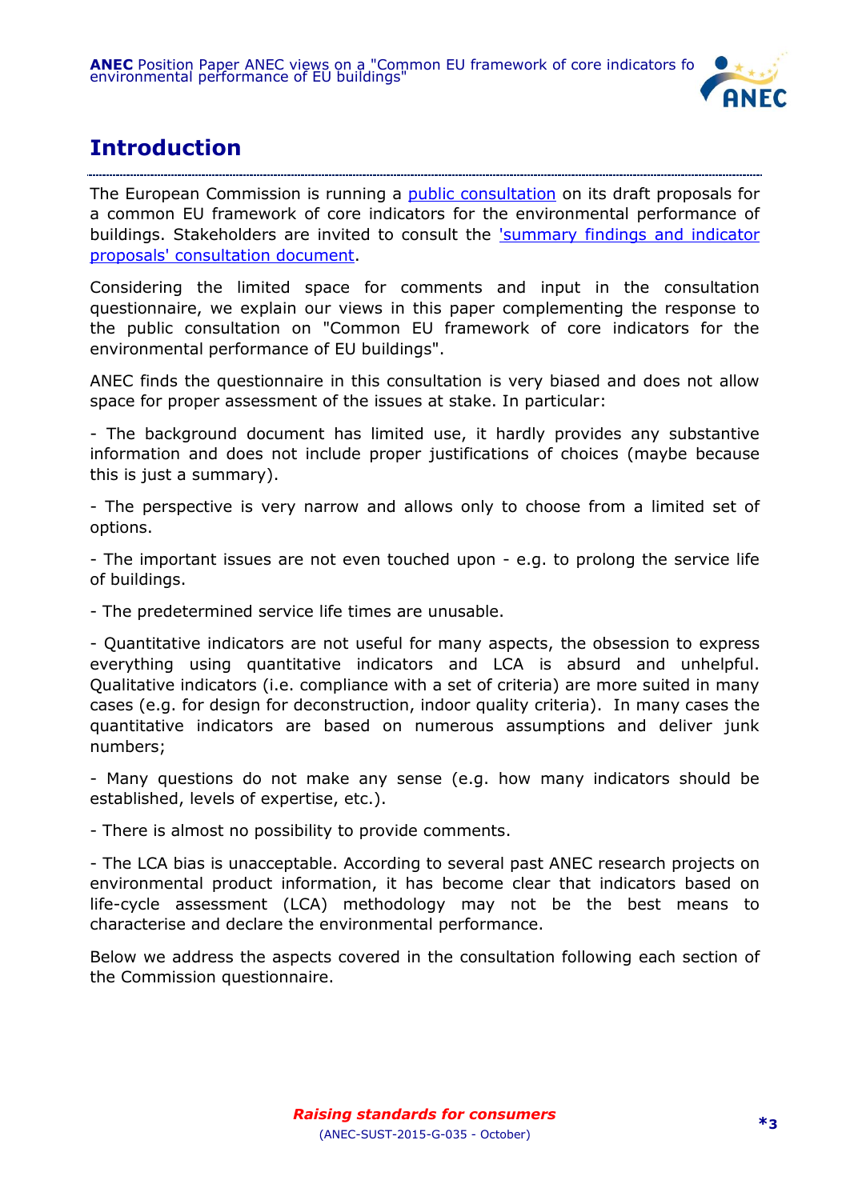# Introduction

The European Commission is running a [public consultation] on its draft proposals for a common EU framework of core indicators for the environmental performance of buildings. Stakeholders are invited to consult the ['summary findings and indicator proposals' consultation document].

Considering the limited space for comments and input in the consultation questionnaire, we explain our views in this paper complementing the response to the public consultation on "Common EU framework of core indicators for the environmental performance of EU buildings".

ANEC finds the questionnaire in this consultation is very biased and does not allow space for proper assessment of the issues at stake. In particular:

- The background document has limited use, it hardly provides any substantive information and does not include proper justifications of choices (maybe because this is just a summary).

- The perspective is very narrow and allows only to choose from a limited set of options.

- The important issues are not even touched upon - e.g. to prolong the service life of buildings.

- The predetermined service life times are unusable.

- Quantitative indicators are not useful for many aspects, the obsession to express everything using quantitative indicators and LCA is absurd and unhelpful. Qualitative indicators (i.e. compliance with a set of criteria) are more suited in many cases (e.g. for design for deconstruction, indoor quality criteria). In many cases the quantitative indicators are based on numerous assumptions and deliver junk numbers;

- Many questions do not make any sense (e.g. how many indicators should be established, levels of expertise, etc.).

- There is almost no possibility to provide comments.

- The LCA bias is unacceptable. According to several past ANEC research projects on environmental product information, it has become clear that indicators based on life-cycle assessment (LCA) methodology may not be the best means to characterise and declare the environmental performance.

Below we address the aspects covered in the consultation following each section of the Commission questionnaire.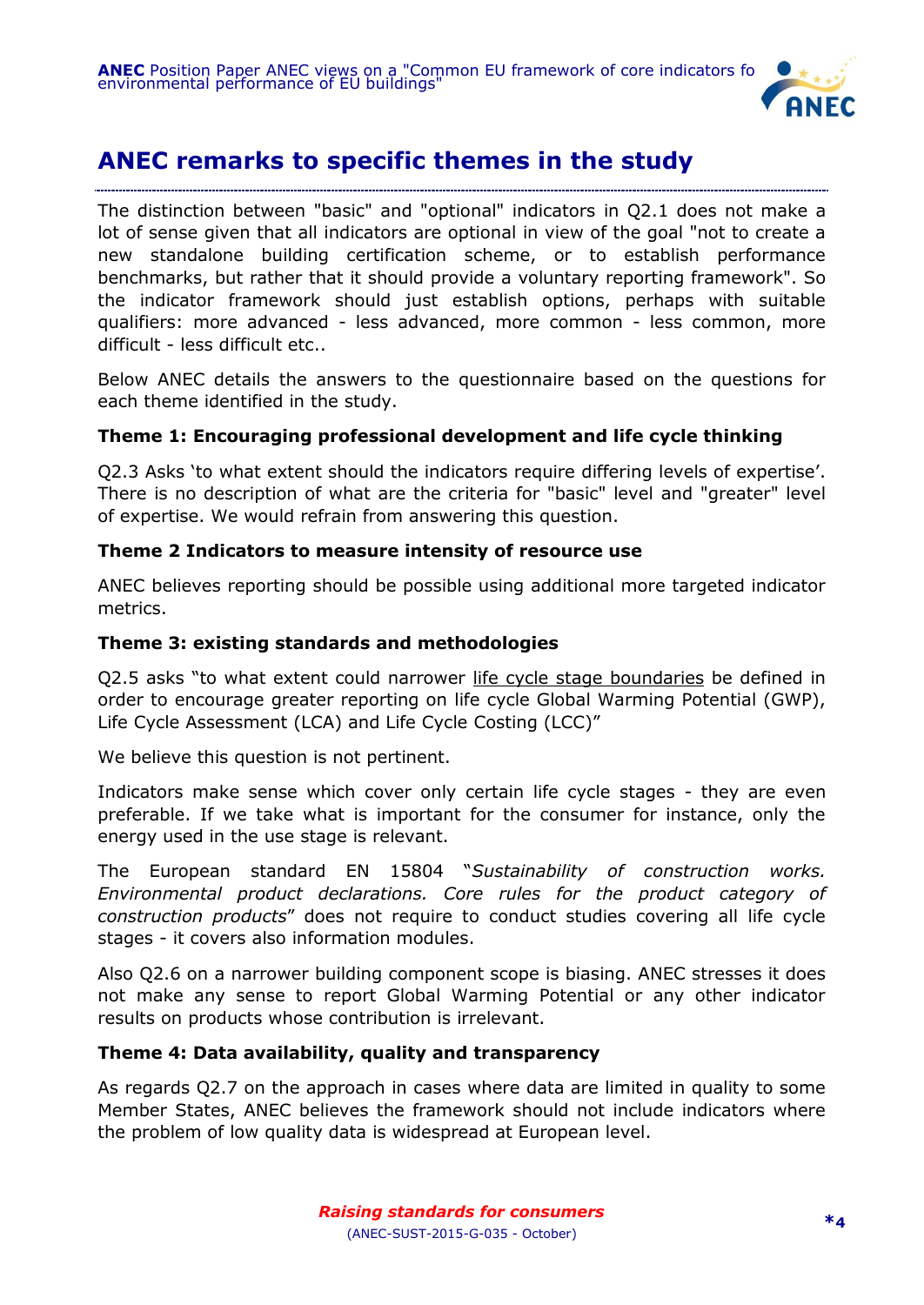## ANEC remarks to specific themes in the study

The distinction between "basic" and "optional" indicators in Q2.1 does not make a lot of sense given that all indicators are optional in view of the goal "not to create a new standalone building certification scheme, or to establish performance benchmarks, but rather that it should provide a voluntary reporting framework". So the indicator framework should just establish options, perhaps with suitable qualifiers: more advanced - less advanced, more common - less common, more difficult - less difficult etc..

Below ANEC details the answers to the questionnaire based on the questions for each theme identified in the study.

**Theme 1: Encouraging professional development and life cycle thinking**

Q2.3 Asks 'to what extent should the indicators require differing levels of expertise'. There is no description of what are the criteria for "basic" level and "greater" level of expertise. We would refrain from answering this question.

**Theme 2 Indicators to measure intensity of resource use**

ANEC believes reporting should be possible using additional more targeted indicator metrics.

**Theme 3: existing standards and methodologies**

Q2.5 asks "to what extent could narrower life cycle stage boundaries be defined in order to encourage greater reporting on life cycle Global Warming Potential (GWP), Life Cycle Assessment (LCA) and Life Cycle Costing (LCC)"

We believe this question is not pertinent.

Indicators make sense which cover only certain life cycle stages - they are even preferable. If we take what is important for the consumer for instance, only the energy used in the use stage is relevant.

The European standard EN 15804 "*Sustainability of construction works. Environmental product declarations. Core rules for the product category of construction products*" does not require to conduct studies covering all life cycle stages - it covers also information modules.

Also Q2.6 on a narrower building component scope is biasing. ANEC stresses it does not make any sense to report Global Warming Potential or any other indicator results on products whose contribution is irrelevant.

**Theme 4: Data availability, quality and transparency**

As regards Q2.7 on the approach in cases where data are limited in quality to some Member States, ANEC believes the framework should not include indicators where the problem of low quality data is widespread at European level.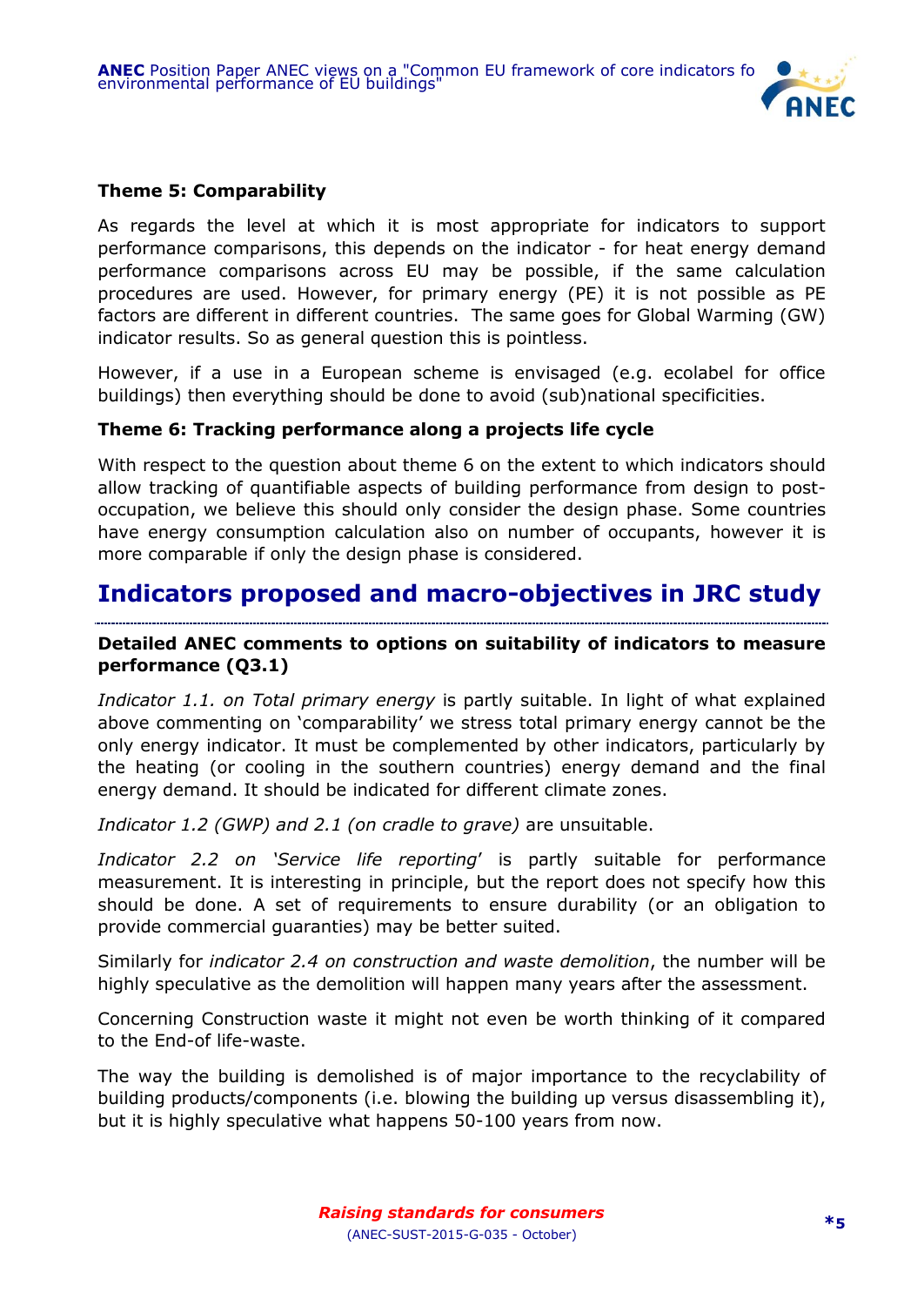**Theme 5: Comparability**

As regards the level at which it is most appropriate for indicators to support performance comparisons, this depends on the indicator - for heat energy demand performance comparisons across EU may be possible, if the same calculation procedures are used. However, for primary energy (PE) it is not possible as PE factors are different in different countries. The same goes for Global Warming (GW) indicator results. So as general question this is pointless.

However, if a use in a European scheme is envisaged (e.g. ecolabel for office buildings) then everything should be done to avoid (sub)national specificities.

**Theme 6: Tracking performance along a projects life cycle**

With respect to the question about theme 6 on the extent to which indicators should allow tracking of quantifiable aspects of building performance from design to post-occupation, we believe this should only consider the design phase. Some countries have energy consumption calculation also on number of occupants, however it is more comparable if only the design phase is considered.

## Indicators proposed and macro-objectives in JRC study

**Detailed ANEC comments to options on suitability of indicators to measure performance (Q3.1)**

*Indicator 1.1. on Total primary energy* is partly suitable. In light of what explained above commenting on 'comparability' we stress total primary energy cannot be the only energy indicator. It must be complemented by other indicators, particularly by the heating (or cooling in the southern countries) energy demand and the final energy demand. It should be indicated for different climate zones.

*Indicator 1.2 (GWP) and 2.1 (on cradle to grave)* are unsuitable.

*Indicator 2.2 on 'Service life reporting*' is partly suitable for performance measurement. It is interesting in principle, but the report does not specify how this should be done. A set of requirements to ensure durability (or an obligation to provide commercial guaranties) may be better suited.

Similarly for *indicator 2.4 on construction and waste demolition*, the number will be highly speculative as the demolition will happen many years after the assessment.

Concerning Construction waste it might not even be worth thinking of it compared to the End-of life-waste.

The way the building is demolished is of major importance to the recyclability of building products/components (i.e. blowing the building up versus disassembling it), but it is highly speculative what happens 50-100 years from now.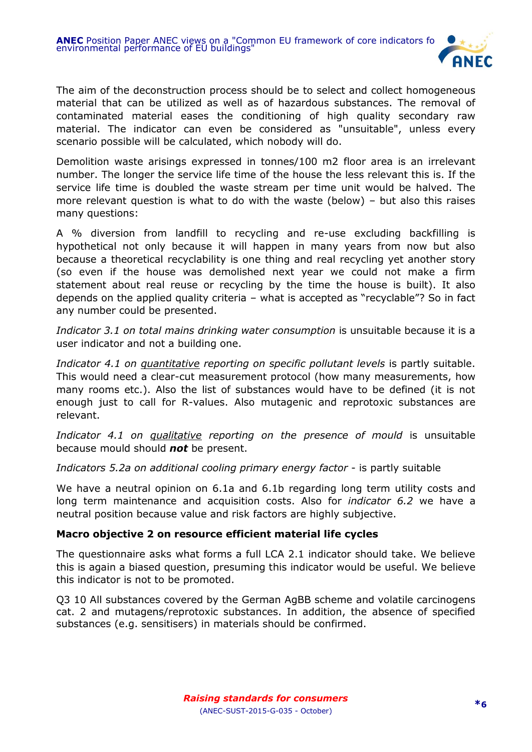The aim of the deconstruction process should be to select and collect homogeneous material that can be utilized as well as of hazardous substances. The removal of contaminated material eases the conditioning of high quality secondary raw material. The indicator can even be considered as "unsuitable", unless every scenario possible will be calculated, which nobody will do.

Demolition waste arisings expressed in tonnes/100 m2 floor area is an irrelevant number. The longer the service life time of the house the less relevant this is. If the service life time is doubled the waste stream per time unit would be halved. The more relevant question is what to do with the waste (below) – but also this raises many questions:

A % diversion from landfill to recycling and re-use excluding backfilling is hypothetical not only because it will happen in many years from now but also because a theoretical recyclability is one thing and real recycling yet another story (so even if the house was demolished next year we could not make a firm statement about real reuse or recycling by the time the house is built). It also depends on the applied quality criteria – what is accepted as "recyclable"? So in fact any number could be presented.

*Indicator 3.1 on total mains drinking water consumption* is unsuitable because it is a user indicator and not a building one.

*Indicator 4.1 on <u>quantitative</u> reporting on specific pollutant levels* is partly suitable. This would need a clear-cut measurement protocol (how many measurements, how many rooms etc.). Also the list of substances would have to be defined (it is not enough just to call for R-values. Also mutagenic and reprotoxic substances are relevant.

*Indicator 4.1 on <u>qualitative</u> reporting on the presence of mould* is unsuitable because mould should ***not*** be present.

*Indicators 5.2a on additional cooling primary energy factor* - is partly suitable

We have a neutral opinion on 6.1a and 6.1b regarding long term utility costs and long term maintenance and acquisition costs. Also for *indicator 6.2* we have a neutral position because value and risk factors are highly subjective.

**Macro objective 2 on resource efficient material life cycles**

The questionnaire asks what forms a full LCA 2.1 indicator should take. We believe this is again a biased question, presuming this indicator would be useful. We believe this indicator is not to be promoted.

Q3 10 All substances covered by the German AgBB scheme and volatile carcinogens cat. 2 and mutagens/reprotoxic substances. In addition, the absence of specified substances (e.g. sensitisers) in materials should be confirmed.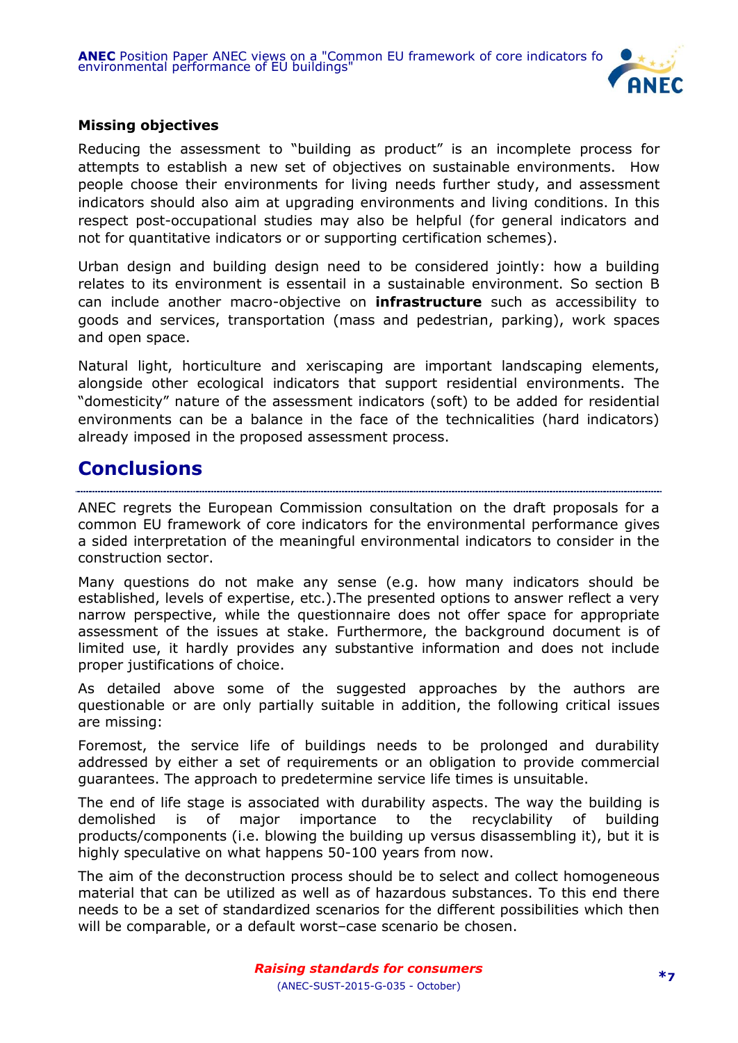**Missing objectives**

Reducing the assessment to "building as product" is an incomplete process for attempts to establish a new set of objectives on sustainable environments. How people choose their environments for living needs further study, and assessment indicators should also aim at upgrading environments and living conditions. In this respect post-occupational studies may also be helpful (for general indicators and not for quantitative indicators or or supporting certification schemes).

Urban design and building design need to be considered jointly: how a building relates to its environment is essentail in a sustainable environment. So section B can include another macro-objective on **infrastructure** such as accessibility to goods and services, transportation (mass and pedestrian, parking), work spaces and open space.

Natural light, horticulture and xeriscaping are important landscaping elements, alongside other ecological indicators that support residential environments. The "domesticity" nature of the assessment indicators (soft) to be added for residential environments can be a balance in the face of the technicalities (hard indicators) already imposed in the proposed assessment process.

## Conclusions

ANEC regrets the European Commission consultation on the draft proposals for a common EU framework of core indicators for the environmental performance gives a sided interpretation of the meaningful environmental indicators to consider in the construction sector.

Many questions do not make any sense (e.g. how many indicators should be established, levels of expertise, etc.).The presented options to answer reflect a very narrow perspective, while the questionnaire does not offer space for appropriate assessment of the issues at stake. Furthermore, the background document is of limited use, it hardly provides any substantive information and does not include proper justifications of choice.

As detailed above some of the suggested approaches by the authors are questionable or are only partially suitable in addition, the following critical issues are missing:

Foremost, the service life of buildings needs to be prolonged and durability addressed by either a set of requirements or an obligation to provide commercial guarantees. The approach to predetermine service life times is unsuitable.

The end of life stage is associated with durability aspects. The way the building is demolished is of major importance to the recyclability of building products/components (i.e. blowing the building up versus disassembling it), but it is highly speculative on what happens 50-100 years from now.

The aim of the deconstruction process should be to select and collect homogeneous material that can be utilized as well as of hazardous substances. To this end there needs to be a set of standardized scenarios for the different possibilities which then will be comparable, or a default worst–case scenario be chosen.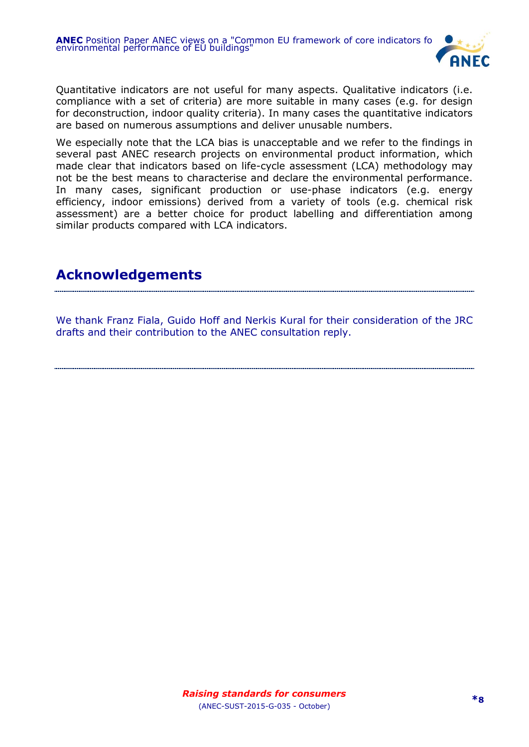Quantitative indicators are not useful for many aspects. Qualitative indicators (i.e. compliance with a set of criteria) are more suitable in many cases (e.g. for design for deconstruction, indoor quality criteria). In many cases the quantitative indicators are based on numerous assumptions and deliver unusable numbers.

We especially note that the LCA bias is unacceptable and we refer to the findings in several past ANEC research projects on environmental product information, which made clear that indicators based on life-cycle assessment (LCA) methodology may not be the best means to characterise and declare the environmental performance. In many cases, significant production or use-phase indicators (e.g. energy efficiency, indoor emissions) derived from a variety of tools (e.g. chemical risk assessment) are a better choice for product labelling and differentiation among similar products compared with LCA indicators.

## Acknowledgements

We thank Franz Fiala, Guido Hoff and Nerkis Kural for their consideration of the JRC drafts and their contribution to the ANEC consultation reply.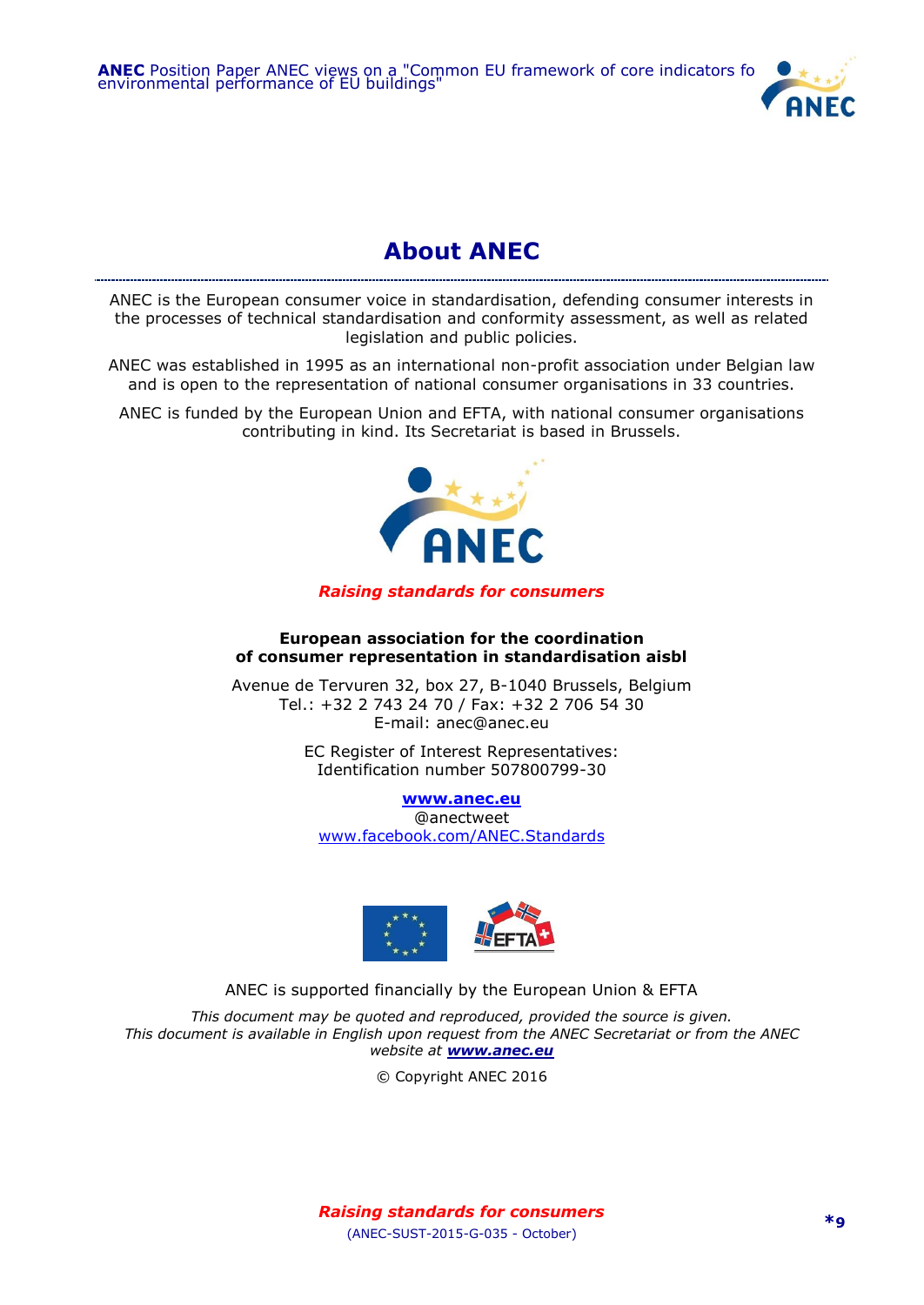# About ANEC

ANEC is the European consumer voice in standardisation, defending consumer interests in the processes of technical standardisation and conformity assessment, as well as related legislation and public policies.

ANEC was established in 1995 as an international non-profit association under Belgian law and is open to the representation of national consumer organisations in 33 countries.

ANEC is funded by the European Union and EFTA, with national consumer organisations contributing in kind. Its Secretariat is based in Brussels.

***Raising standards for consumers***

**European association for the coordination of consumer representation in standardisation aisbl**

Avenue de Tervuren 32, box 27, B-1040 Brussels, Belgium
Tel.: +32 2 743 24 70 / Fax: +32 2 706 54 30
E-mail: anec@anec.eu

EC Register of Interest Representatives:
Identification number 507800799-30

**www.anec.eu**
@anectweet
www.facebook.com/ANEC.Standards

ANEC is supported financially by the European Union & EFTA

*This document may be quoted and reproduced, provided the source is given.*
*This document is available in English upon request from the ANEC Secretariat or from the ANEC website at* ***www.anec.eu***

© Copyright ANEC 2016